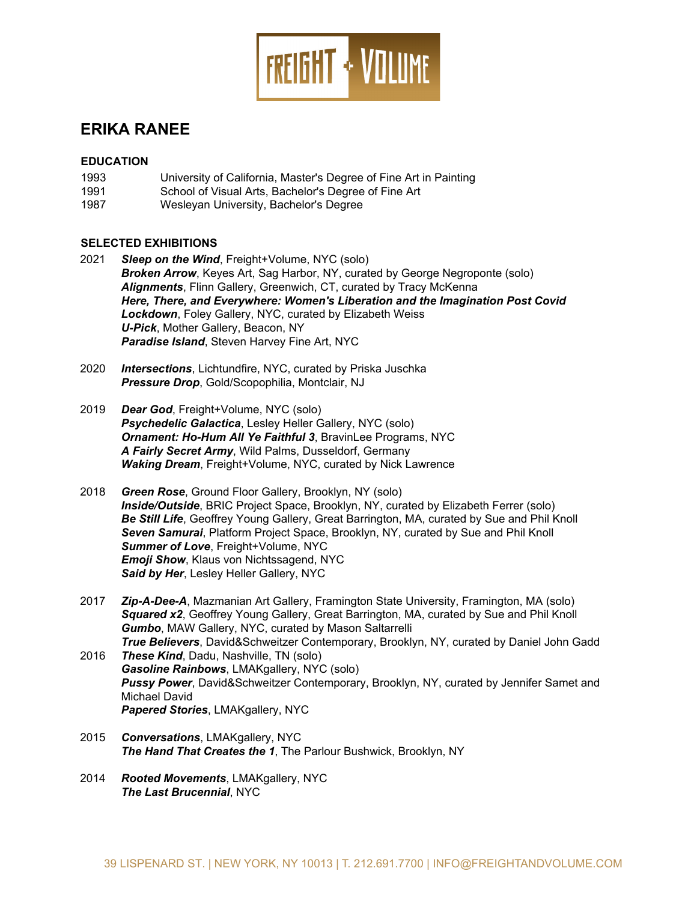# ERIKA RANEE

## EDUCATION

1993 University of California, Master's Degree of Fine Art in Painting
1991 School of Visual Arts, Bachelor's Degree of Fine Art
1987 Wesleyan University, Bachelor's Degree

## SELECTED EXHIBITIONS

2021 ***Sleep on the Wind***, Freight+Volume, NYC (solo)
***Broken Arrow***, Keyes Art, Sag Harbor, NY, curated by George Negroponte (solo)
***Alignments***, Flinn Gallery, Greenwich, CT, curated by Tracy McKenna
***Here, There, and Everywhere: Women's Liberation and the Imagination Post Covid Lockdown***, Foley Gallery, NYC, curated by Elizabeth Weiss
***U-Pick***, Mother Gallery, Beacon, NY
***Paradise Island***, Steven Harvey Fine Art, NYC

2020 ***Intersections***, Lichtundfire, NYC, curated by Priska Juschka
***Pressure Drop***, Gold/Scopophilia, Montclair, NJ

2019 ***Dear God***, Freight+Volume, NYC (solo)
***Psychedelic Galactica***, Lesley Heller Gallery, NYC (solo)
***Ornament: Ho-Hum All Ye Faithful 3***, BravinLee Programs, NYC
***A Fairly Secret Army***, Wild Palms, Dusseldorf, Germany
***Waking Dream***, Freight+Volume, NYC, curated by Nick Lawrence

2018 ***Green Rose***, Ground Floor Gallery, Brooklyn, NY (solo)
***Inside/Outside***, BRIC Project Space, Brooklyn, NY, curated by Elizabeth Ferrer (solo)
***Be Still Life***, Geoffrey Young Gallery, Great Barrington, MA, curated by Sue and Phil Knoll
***Seven Samurai***, Platform Project Space, Brooklyn, NY, curated by Sue and Phil Knoll
***Summer of Love***, Freight+Volume, NYC
***Emoji Show***, Klaus von Nichtssagend, NYC
***Said by Her***, Lesley Heller Gallery, NYC

2017 ***Zip-A-Dee-A***, Mazmanian Art Gallery, Framington State University, Framington, MA (solo)
***Squared x2***, Geoffrey Young Gallery, Great Barrington, MA, curated by Sue and Phil Knoll
***Gumbo***, MAW Gallery, NYC, curated by Mason Saltarrelli
***True Believers***, David&Schweitzer Contemporary, Brooklyn, NY, curated by Daniel John Gadd

2016 ***These Kind***, Dadu, Nashville, TN (solo)
***Gasoline Rainbows***, LMAKgallery, NYC (solo)
***Pussy Power***, David&Schweitzer Contemporary, Brooklyn, NY, curated by Jennifer Samet and Michael David
***Papered Stories***, LMAKgallery, NYC

2015 ***Conversations***, LMAKgallery, NYC
***The Hand That Creates the 1***, The Parlour Bushwick, Brooklyn, NY

2014 ***Rooted Movements***, LMAKgallery, NYC
***The Last Brucennial***, NYC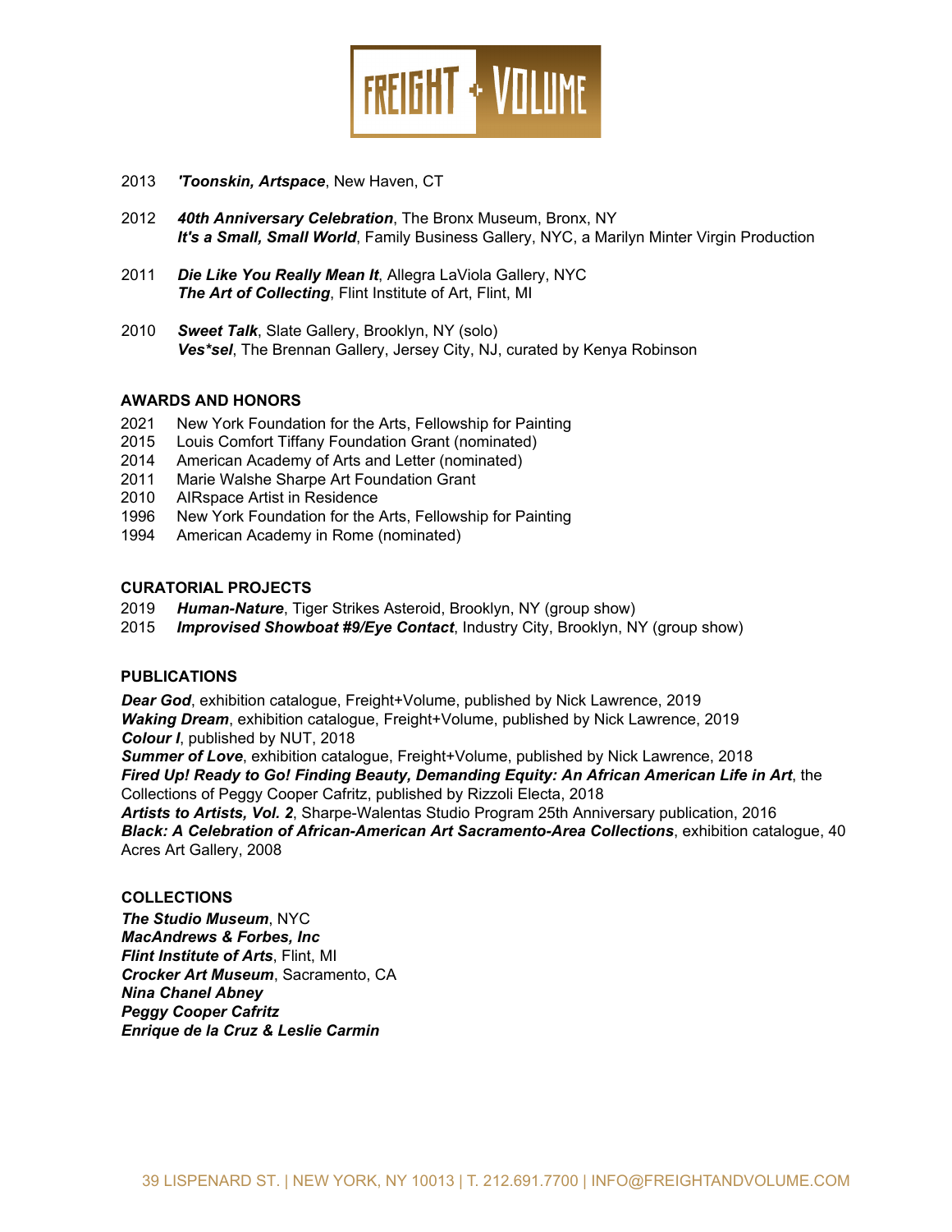2013 ***'Toonskin, Artspace***, New Haven, CT

2012 ***40th Anniversary Celebration***, The Bronx Museum, Bronx, NY
***It's a Small, Small World***, Family Business Gallery, NYC, a Marilyn Minter Virgin Production

2011 ***Die Like You Really Mean It***, Allegra LaViola Gallery, NYC
***The Art of Collecting***, Flint Institute of Art, Flint, MI

2010 ***Sweet Talk***, Slate Gallery, Brooklyn, NY (solo)
***Ves*sel***, The Brennan Gallery, Jersey City, NJ, curated by Kenya Robinson

**AWARDS AND HONORS**

2021 New York Foundation for the Arts, Fellowship for Painting
2015 Louis Comfort Tiffany Foundation Grant (nominated)
2014 American Academy of Arts and Letter (nominated)
2011 Marie Walshe Sharpe Art Foundation Grant
2010 AIRspace Artist in Residence
1996 New York Foundation for the Arts, Fellowship for Painting
1994 American Academy in Rome (nominated)

**CURATORIAL PROJECTS**

2019 ***Human-Nature***, Tiger Strikes Asteroid, Brooklyn, NY (group show)
2015 ***Improvised Showboat #9/Eye Contact***, Industry City, Brooklyn, NY (group show)

**PUBLICATIONS**

***Dear God***, exhibition catalogue, Freight+Volume, published by Nick Lawrence, 2019
***Waking Dream***, exhibition catalogue, Freight+Volume, published by Nick Lawrence, 2019
***Colour I***, published by NUT, 2018
***Summer of Love***, exhibition catalogue, Freight+Volume, published by Nick Lawrence, 2018
***Fired Up! Ready to Go! Finding Beauty, Demanding Equity: An African American Life in Art***, the Collections of Peggy Cooper Cafritz, published by Rizzoli Electa, 2018
***Artists to Artists, Vol. 2***, Sharpe-Walentas Studio Program 25th Anniversary publication, 2016
***Black: A Celebration of African-American Art Sacramento-Area Collections***, exhibition catalogue, 40 Acres Art Gallery, 2008

**COLLECTIONS**

***The Studio Museum***, NYC
***MacAndrews & Forbes, Inc***
***Flint Institute of Arts***, Flint, MI
***Crocker Art Museum***, Sacramento, CA
***Nina Chanel Abney***
***Peggy Cooper Cafritz***
***Enrique de la Cruz & Leslie Carmin***